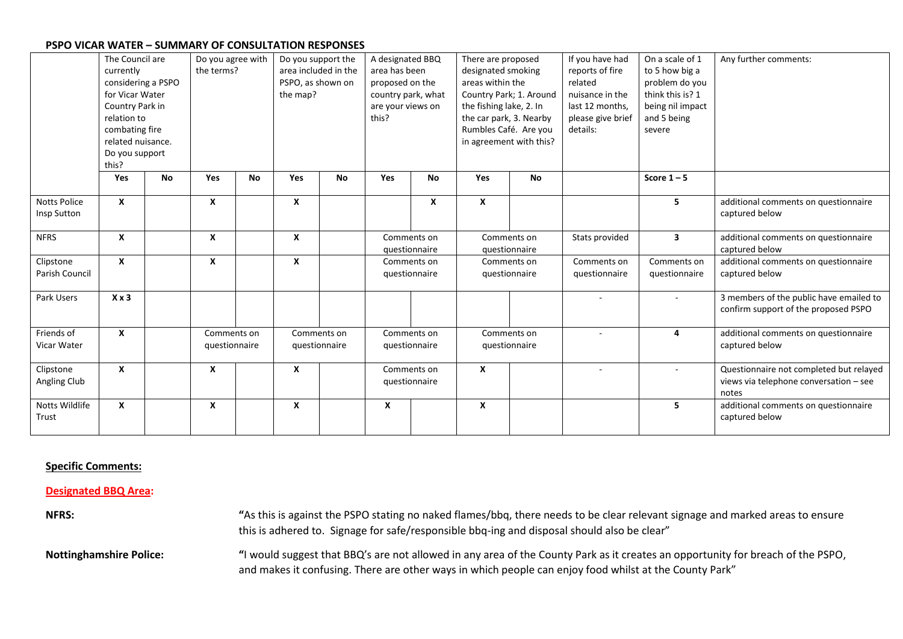**PSPO VICAR WATER – SUMMARY OF CONSULTATION RESPONSES**

| | The Council are currently considering a PSPO for Vicar Water Country Park in relation to combating fire related nuisance. Do you support this? | | Do you agree with the terms? | | Do you support the area included in the PSPO, as shown on the map? | | A designated BBQ area has been proposed on the country park, what are your views on this? | | There are proposed designated smoking areas within the Country Park; 1. Around the fishing lake, 2. In the car park, 3. Nearby Rumbles Café. Are you in agreement with this? | | If you have had reports of fire related nuisance in the last 12 months, please give brief details: | On a scale of 1 to 5 how big a problem do you think this is? 1 being nil impact and 5 being severe | Any further comments: |
|---|---|---|---|---|---|---|---|---|---|---|---|---|---|
| | **Yes** | **No** | **Yes** | **No** | **Yes** | **No** | **Yes** | **No** | **Yes** | **No** | | **Score 1 – 5** | |
| Notts Police Insp Sutton | **X** | | **X** | | **X** | | | **X** | **X** | | | **5** | additional comments on questionnaire captured below |
| NFRS | **X** | | **X** | | **X** | | Comments on questionnaire | | Comments on questionnaire | | Stats provided | **3** | additional comments on questionnaire captured below |
| Clipstone Parish Council | **X** | | **X** | | **X** | | Comments on questionnaire | | Comments on questionnaire | | Comments on questionnaire | Comments on questionnaire | additional comments on questionnaire captured below |
| Park Users | **X x 3** | | | | | | | | | | - | - | 3 members of the public have emailed to confirm support of the proposed PSPO |
| Friends of Vicar Water | **X** | | Comments on questionnaire | | Comments on questionnaire | | Comments on questionnaire | | Comments on questionnaire | | - | **4** | additional comments on questionnaire captured below |
| Clipstone Angling Club | **X** | | **X** | | **X** | | Comments on questionnaire | | **X** | | - | - | Questionnaire not completed but relayed views via telephone conversation – see notes |
| Notts Wildlife Trust | **X** | | **X** | | **X** | | **X** | | **X** | | | **5** | additional comments on questionnaire captured below |

**Specific Comments:**

**Designated BBQ Area:**

**NFRS:** "As this is against the PSPO stating no naked flames/bbq, there needs to be clear relevant signage and marked areas to ensure this is adhered to. Signage for safe/responsible bbq-ing and disposal should also be clear"

**Nottinghamshire Police:** "I would suggest that BBQ's are not allowed in any area of the County Park as it creates an opportunity for breach of the PSPO, and makes it confusing. There are other ways in which people can enjoy food whilst at the County Park"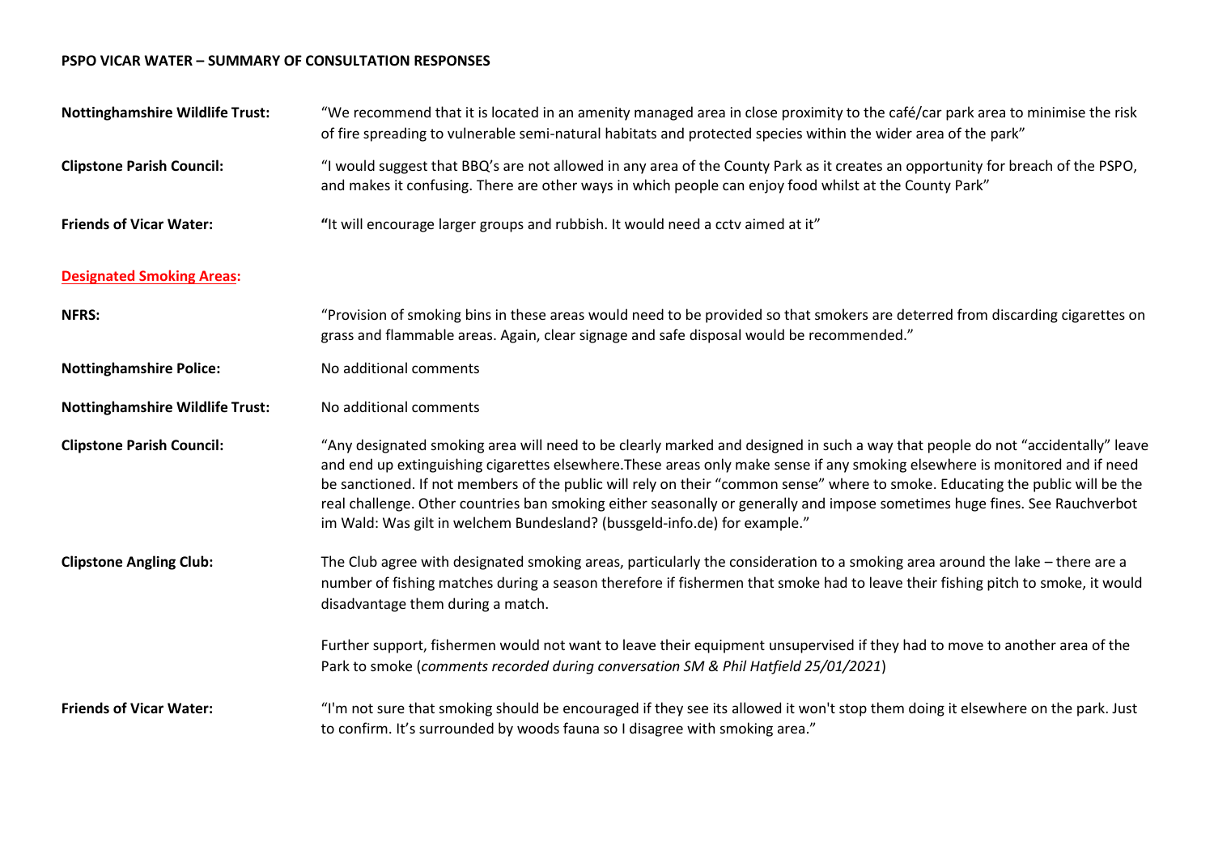**PSPO VICAR WATER – SUMMARY OF CONSULTATION RESPONSES**

**Nottinghamshire Wildlife Trust:** "We recommend that it is located in an amenity managed area in close proximity to the café/car park area to minimise the risk of fire spreading to vulnerable semi-natural habitats and protected species within the wider area of the park"

**Clipstone Parish Council:** "I would suggest that BBQ's are not allowed in any area of the County Park as it creates an opportunity for breach of the PSPO, and makes it confusing. There are other ways in which people can enjoy food whilst at the County Park"

**Friends of Vicar Water:** **"**It will encourage larger groups and rubbish. It would need a cctv aimed at it"

**Designated Smoking Areas:**

**NFRS:** "Provision of smoking bins in these areas would need to be provided so that smokers are deterred from discarding cigarettes on grass and flammable areas. Again, clear signage and safe disposal would be recommended."

**Nottinghamshire Police:** No additional comments

**Nottinghamshire Wildlife Trust:** No additional comments

**Clipstone Parish Council:** "Any designated smoking area will need to be clearly marked and designed in such a way that people do not "accidentally" leave and end up extinguishing cigarettes elsewhere.These areas only make sense if any smoking elsewhere is monitored and if need be sanctioned. If not members of the public will rely on their "common sense" where to smoke. Educating the public will be the real challenge. Other countries ban smoking either seasonally or generally and impose sometimes huge fines. See Rauchverbot im Wald: Was gilt in welchem Bundesland? (bussgeld-info.de) for example."

**Clipstone Angling Club:** The Club agree with designated smoking areas, particularly the consideration to a smoking area around the lake – there are a number of fishing matches during a season therefore if fishermen that smoke had to leave their fishing pitch to smoke, it would disadvantage them during a match.

Further support, fishermen would not want to leave their equipment unsupervised if they had to move to another area of the Park to smoke (*comments recorded during conversation SM & Phil Hatfield 25/01/2021*)

**Friends of Vicar Water:** "I'm not sure that smoking should be encouraged if they see its allowed it won't stop them doing it elsewhere on the park. Just to confirm. It's surrounded by woods fauna so I disagree with smoking area."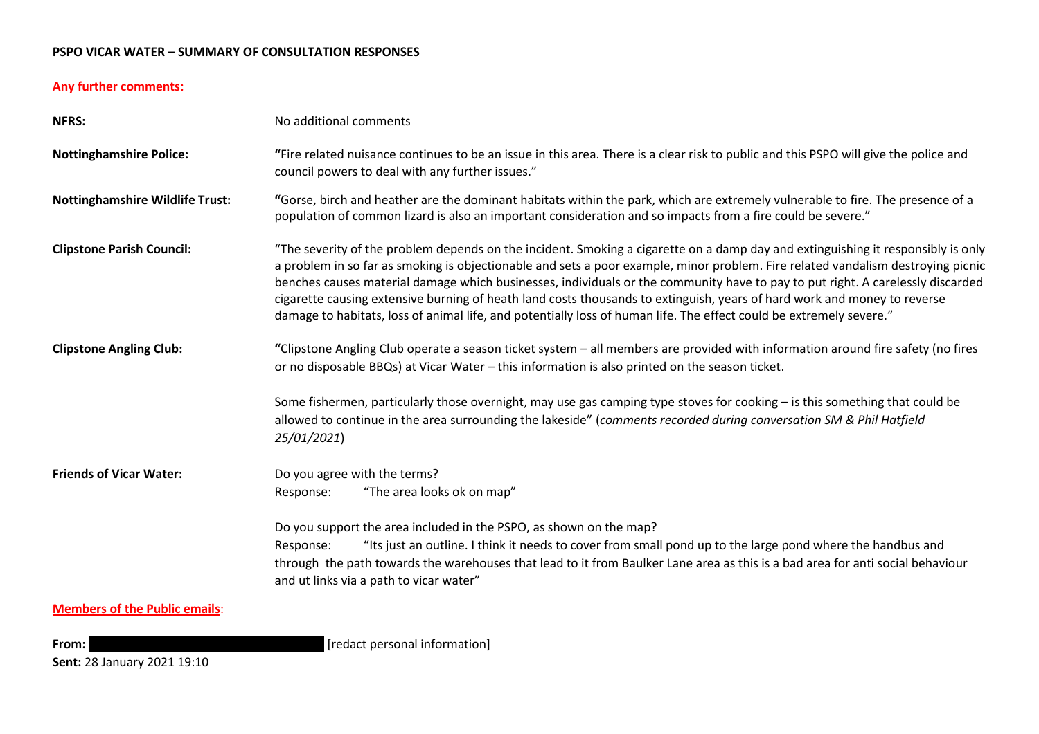**PSPO VICAR WATER – SUMMARY OF CONSULTATION RESPONSES**

**Any further comments:**

**NFRS:** No additional comments

**Nottinghamshire Police:** "Fire related nuisance continues to be an issue in this area. There is a clear risk to public and this PSPO will give the police and council powers to deal with any further issues."

**Nottinghamshire Wildlife Trust:** "Gorse, birch and heather are the dominant habitats within the park, which are extremely vulnerable to fire. The presence of a population of common lizard is also an important consideration and so impacts from a fire could be severe."

**Clipstone Parish Council:** "The severity of the problem depends on the incident. Smoking a cigarette on a damp day and extinguishing it responsibly is only a problem in so far as smoking is objectionable and sets a poor example, minor problem. Fire related vandalism destroying picnic benches causes material damage which businesses, individuals or the community have to pay to put right. A carelessly discarded cigarette causing extensive burning of heath land costs thousands to extinguish, years of hard work and money to reverse damage to habitats, loss of animal life, and potentially loss of human life. The effect could be extremely severe."

**Clipstone Angling Club:** "Clipstone Angling Club operate a season ticket system – all members are provided with information around fire safety (no fires or no disposable BBQs) at Vicar Water – this information is also printed on the season ticket.

Some fishermen, particularly those overnight, may use gas camping type stoves for cooking – is this something that could be allowed to continue in the area surrounding the lakeside" (*comments recorded during conversation SM & Phil Hatfield 25/01/2021*)

**Friends of Vicar Water:**

Do you agree with the terms?
Response: "The area looks ok on map"

Do you support the area included in the PSPO, as shown on the map?
Response: "Its just an outline. I think it needs to cover from small pond up to the large pond where the handbus and through the path towards the warehouses that lead to it from Baulker Lane area as this is a bad area for anti social behaviour and ut links via a path to vicar water"

**Members of the Public emails:**

**From:** [redact personal information]
**Sent:** 28 January 2021 19:10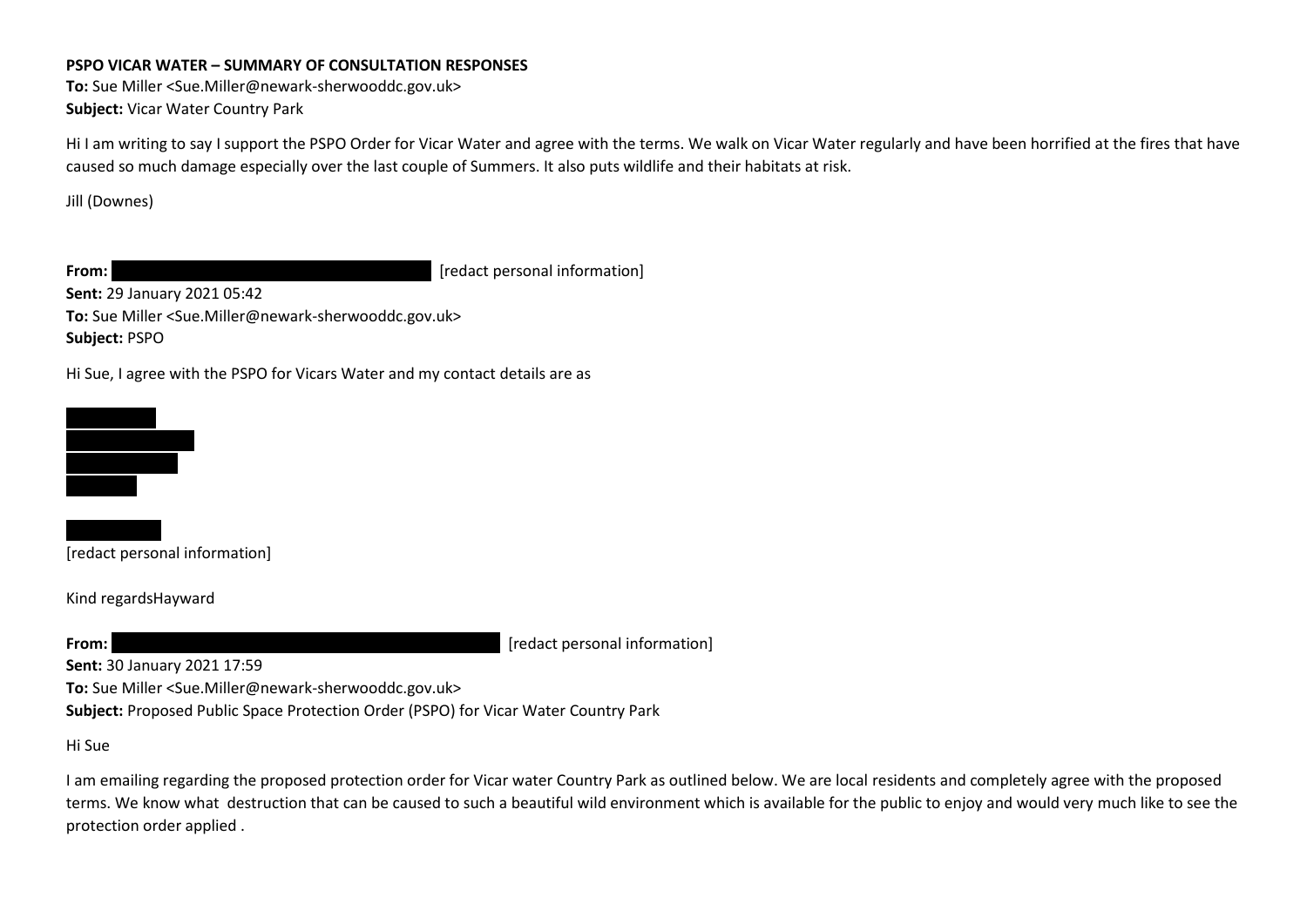**PSPO VICAR WATER – SUMMARY OF CONSULTATION RESPONSES**

**To:** Sue Miller <Sue.Miller@newark-sherwooddc.gov.uk>
**Subject:** Vicar Water Country Park

Hi I am writing to say I support the PSPO Order for Vicar Water and agree with the terms. We walk on Vicar Water regularly and have been horrified at the fires that have caused so much damage especially over the last couple of Summers. It also puts wildlife and their habitats at risk.

Jill (Downes)

**From:** [redact personal information]
**Sent:** 29 January 2021 05:42
**To:** Sue Miller <Sue.Miller@newark-sherwooddc.gov.uk>
**Subject:** PSPO

Hi Sue, I agree with the PSPO for Vicars Water and my contact details are as

[redact personal information]

Kind regardsHayward

**From:** [redact personal information]
**Sent:** 30 January 2021 17:59
**To:** Sue Miller <Sue.Miller@newark-sherwooddc.gov.uk>
**Subject:** Proposed Public Space Protection Order (PSPO) for Vicar Water Country Park

Hi Sue

I am emailing regarding the proposed protection order for Vicar water Country Park as outlined below. We are local residents and completely agree with the proposed terms. We know what destruction that can be caused to such a beautiful wild environment which is available for the public to enjoy and would very much like to see the protection order applied .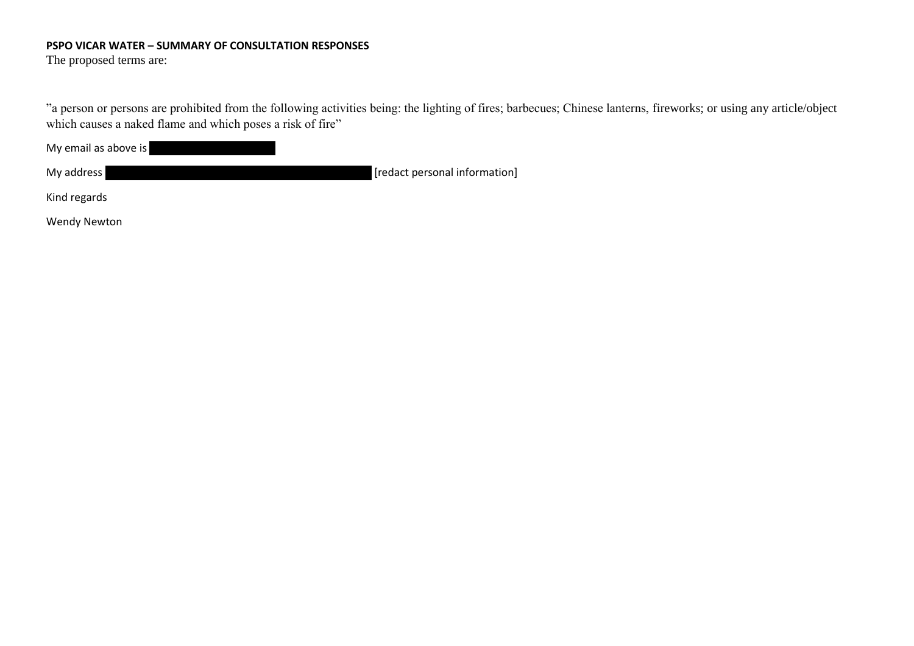**PSPO VICAR WATER – SUMMARY OF CONSULTATION RESPONSES**

The proposed terms are:

”a person or persons are prohibited from the following activities being: the lighting of fires; barbecues; Chinese lanterns, fireworks; or using any article/object which causes a naked flame and which poses a risk of fire”

My email as above is

My address [redact personal information]

Kind regards

Wendy Newton